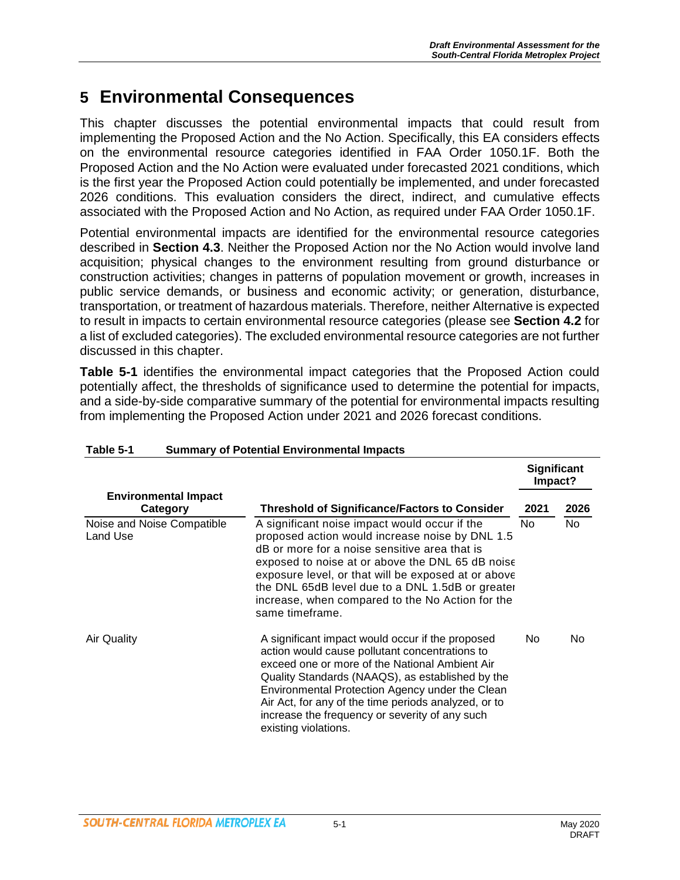# 5 Environmental Consequences

This chapter discusses the potential environmental impacts that could result from implementing the Proposed Action and the No Action. Specifically, this EA considers effects on the environmental resource categories identified in FAA Order 1050.1F. Both the Proposed Action and the No Action were evaluated under forecasted 2021 conditions, which is the first year the Proposed Action could potentially be implemented, and under forecasted 2026 conditions. This evaluation considers the direct, indirect, and cumulative effects associated with the Proposed Action and No Action, as required under FAA Order 1050.1F.

Potential environmental impacts are identified for the environmental resource categories described in **Section 4.3**. Neither the Proposed Action nor the No Action would involve land acquisition; physical changes to the environment resulting from ground disturbance or construction activities; changes in patterns of population movement or growth, increases in public service demands, or business and economic activity; or generation, disturbance, transportation, or treatment of hazardous materials. Therefore, neither Alternative is expected to result in impacts to certain environmental resource categories (please see **Section 4.2** for a list of excluded categories). The excluded environmental resource categories are not further discussed in this chapter.

**Table 5-1** identifies the environmental impact categories that the Proposed Action could potentially affect, the thresholds of significance used to determine the potential for impacts, and a side-by-side comparative summary of the potential for environmental impacts resulting from implementing the Proposed Action under 2021 and 2026 forecast conditions.

**Table 5-1 Summary of Potential Environmental Impacts**

| Environmental Impact Category | Threshold of Significance/Factors to Consider | Significant Impact? | |
|---|---|---|---|
| | | 2021 | 2026 |
| Noise and Noise Compatible Land Use | A significant noise impact would occur if the proposed action would increase noise by DNL 1.5 dB or more for a noise sensitive area that is exposed to noise at or above the DNL 65 dB noise exposure level, or that will be exposed at or above the DNL 65dB level due to a DNL 1.5dB or greater increase, when compared to the No Action for the same timeframe. | No | No |
| Air Quality | A significant impact would occur if the proposed action would cause pollutant concentrations to exceed one or more of the National Ambient Air Quality Standards (NAAQS), as established by the Environmental Protection Agency under the Clean Air Act, for any of the time periods analyzed, or to increase the frequency or severity of any such existing violations. | No | No |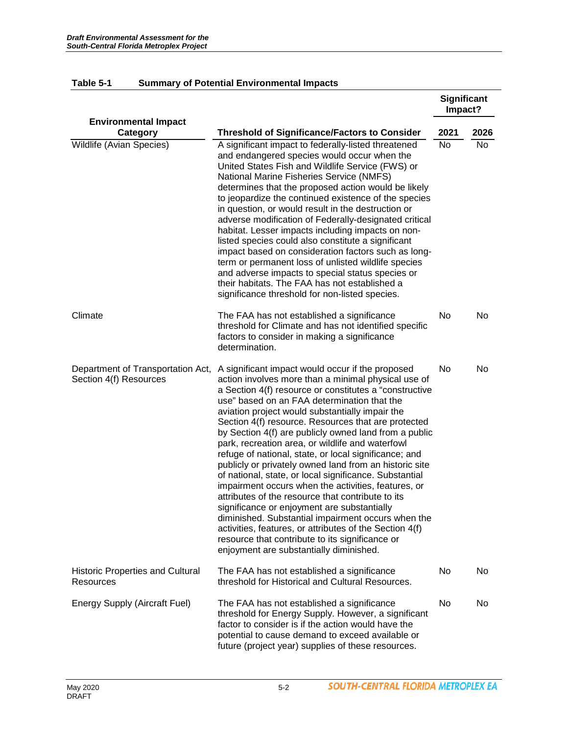**Table 5-1 Summary of Potential Environmental Impacts**

| Environmental Impact Category | Threshold of Significance/Factors to Consider | Significant Impact? | |
|---|---|---|---|
| | | 2021 | 2026 |
| Wildlife (Avian Species) | A significant impact to federally-listed threatened and endangered species would occur when the United States Fish and Wildlife Service (FWS) or National Marine Fisheries Service (NMFS) determines that the proposed action would be likely to jeopardize the continued existence of the species in question, or would result in the destruction or adverse modification of Federally-designated critical habitat. Lesser impacts including impacts on non-listed species could also constitute a significant impact based on consideration factors such as long-term or permanent loss of unlisted wildlife species and adverse impacts to special status species or their habitats. The FAA has not established a significance threshold for non-listed species. | No | No |
| Climate | The FAA has not established a significance threshold for Climate and has not identified specific factors to consider in making a significance determination. | No | No |
| Department of Transportation Act, Section 4(f) Resources | A significant impact would occur if the proposed action involves more than a minimal physical use of a Section 4(f) resource or constitutes a "constructive use" based on an FAA determination that the aviation project would substantially impair the Section 4(f) resource. Resources that are protected by Section 4(f) are publicly owned land from a public park, recreation area, or wildlife and waterfowl refuge of national, state, or local significance; and publicly or privately owned land from an historic site of national, state, or local significance. Substantial impairment occurs when the activities, features, or attributes of the resource that contribute to its significance or enjoyment are substantially diminished. Substantial impairment occurs when the activities, features, or attributes of the Section 4(f) resource that contribute to its significance or enjoyment are substantially diminished. | No | No |
| Historic Properties and Cultural Resources | The FAA has not established a significance threshold for Historical and Cultural Resources. | No | No |
| Energy Supply (Aircraft Fuel) | The FAA has not established a significance threshold for Energy Supply. However, a significant factor to consider is if the action would have the potential to cause demand to exceed available or future (project year) supplies of these resources. | No | No |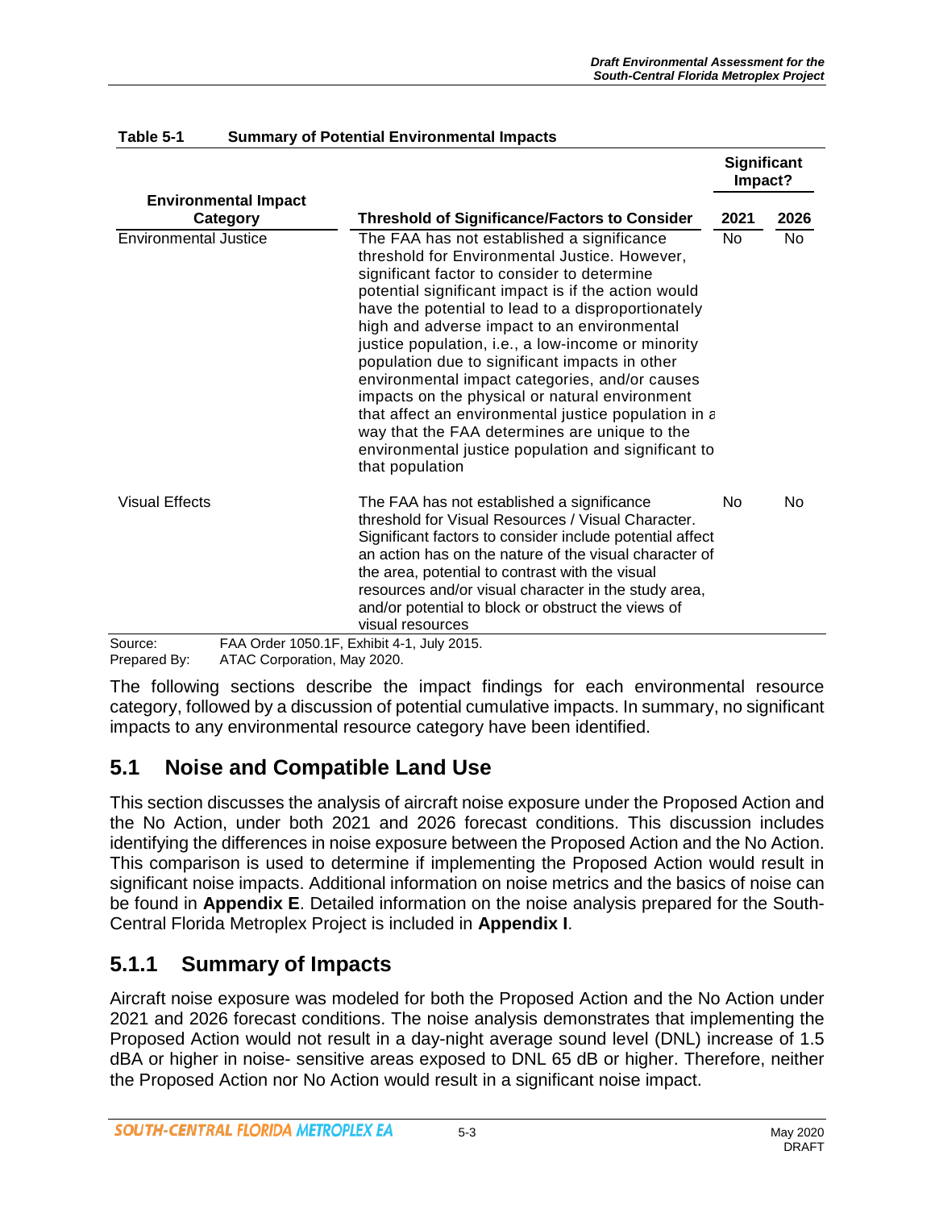**Table 5-1 Summary of Potential Environmental Impacts**

| Environmental Impact Category | Threshold of Significance/Factors to Consider | Significant Impact? | |
|---|---|---|---|
| | | 2021 | 2026 |
| Environmental Justice | The FAA has not established a significance threshold for Environmental Justice. However, significant factor to consider to determine potential significant impact is if the action would have the potential to lead to a disproportionately high and adverse impact to an environmental justice population, i.e., a low-income or minority population due to significant impacts in other environmental impact categories, and/or causes impacts on the physical or natural environment that affect an environmental justice population in a way that the FAA determines are unique to the environmental justice population and significant to that population | No | No |
| Visual Effects | The FAA has not established a significance threshold for Visual Resources / Visual Character. Significant factors to consider include potential affect an action has on the nature of the visual character of the area, potential to contrast with the visual resources and/or visual character in the study area, and/or potential to block or obstruct the views of visual resources | No | No |

Source: FAA Order 1050.1F, Exhibit 4-1, July 2015.
Prepared By: ATAC Corporation, May 2020.

The following sections describe the impact findings for each environmental resource category, followed by a discussion of potential cumulative impacts. In summary, no significant impacts to any environmental resource category have been identified.

## 5.1 Noise and Compatible Land Use

This section discusses the analysis of aircraft noise exposure under the Proposed Action and the No Action, under both 2021 and 2026 forecast conditions. This discussion includes identifying the differences in noise exposure between the Proposed Action and the No Action. This comparison is used to determine if implementing the Proposed Action would result in significant noise impacts. Additional information on noise metrics and the basics of noise can be found in **Appendix E**. Detailed information on the noise analysis prepared for the South-Central Florida Metroplex Project is included in **Appendix I**.

### 5.1.1 Summary of Impacts

Aircraft noise exposure was modeled for both the Proposed Action and the No Action under 2021 and 2026 forecast conditions. The noise analysis demonstrates that implementing the Proposed Action would not result in a day-night average sound level (DNL) increase of 1.5 dBA or higher in noise- sensitive areas exposed to DNL 65 dB or higher. Therefore, neither the Proposed Action nor No Action would result in a significant noise impact.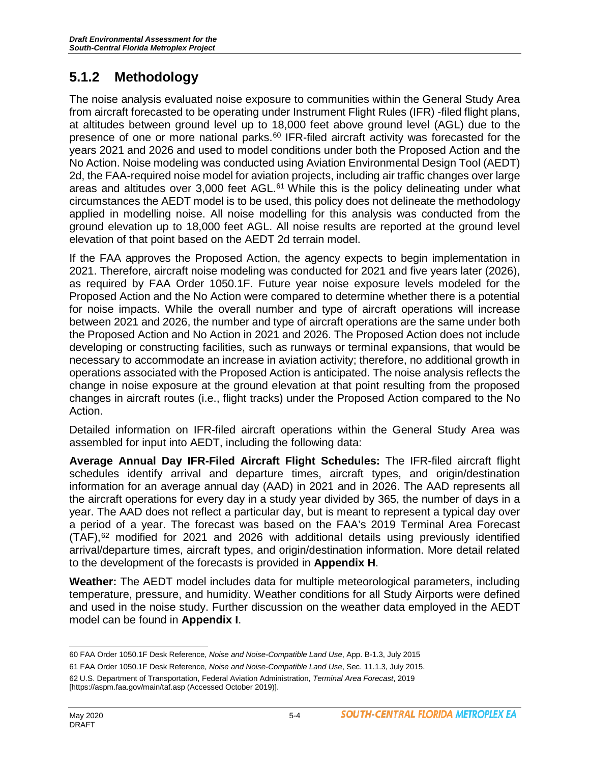## 5.1.2 Methodology

The noise analysis evaluated noise exposure to communities within the General Study Area from aircraft forecasted to be operating under Instrument Flight Rules (IFR) -filed flight plans, at altitudes between ground level up to 18,000 feet above ground level (AGL) due to the presence of one or more national parks.[60] IFR-filed aircraft activity was forecasted for the years 2021 and 2026 and used to model conditions under both the Proposed Action and the No Action. Noise modeling was conducted using Aviation Environmental Design Tool (AEDT) 2d, the FAA-required noise model for aviation projects, including air traffic changes over large areas and altitudes over 3,000 feet AGL.[61] While this is the policy delineating under what circumstances the AEDT model is to be used, this policy does not delineate the methodology applied in modelling noise. All noise modelling for this analysis was conducted from the ground elevation up to 18,000 feet AGL. All noise results are reported at the ground level elevation of that point based on the AEDT 2d terrain model.

If the FAA approves the Proposed Action, the agency expects to begin implementation in 2021. Therefore, aircraft noise modeling was conducted for 2021 and five years later (2026), as required by FAA Order 1050.1F. Future year noise exposure levels modeled for the Proposed Action and the No Action were compared to determine whether there is a potential for noise impacts. While the overall number and type of aircraft operations will increase between 2021 and 2026, the number and type of aircraft operations are the same under both the Proposed Action and No Action in 2021 and 2026. The Proposed Action does not include developing or constructing facilities, such as runways or terminal expansions, that would be necessary to accommodate an increase in aviation activity; therefore, no additional growth in operations associated with the Proposed Action is anticipated. The noise analysis reflects the change in noise exposure at the ground elevation at that point resulting from the proposed changes in aircraft routes (i.e., flight tracks) under the Proposed Action compared to the No Action.

Detailed information on IFR-filed aircraft operations within the General Study Area was assembled for input into AEDT, including the following data:

**Average Annual Day IFR-Filed Aircraft Flight Schedules:** The IFR-filed aircraft flight schedules identify arrival and departure times, aircraft types, and origin/destination information for an average annual day (AAD) in 2021 and in 2026. The AAD represents all the aircraft operations for every day in a study year divided by 365, the number of days in a year. The AAD does not reflect a particular day, but is meant to represent a typical day over a period of a year. The forecast was based on the FAA's 2019 Terminal Area Forecast (TAF),[62] modified for 2021 and 2026 with additional details using previously identified arrival/departure times, aircraft types, and origin/destination information. More detail related to the development of the forecasts is provided in **Appendix H**.

**Weather:** The AEDT model includes data for multiple meteorological parameters, including temperature, pressure, and humidity. Weather conditions for all Study Airports were defined and used in the noise study. Further discussion on the weather data employed in the AEDT model can be found in **Appendix I**.

---

60 FAA Order 1050.1F Desk Reference, *Noise and Noise-Compatible Land Use*, App. B-1.3, July 2015

61 FAA Order 1050.1F Desk Reference, *Noise and Noise-Compatible Land Use*, Sec. 11.1.3, July 2015.

62 U.S. Department of Transportation, Federal Aviation Administration, *Terminal Area Forecast*, 2019 [https://aspm.faa.gov/main/taf.asp (Accessed October 2019)].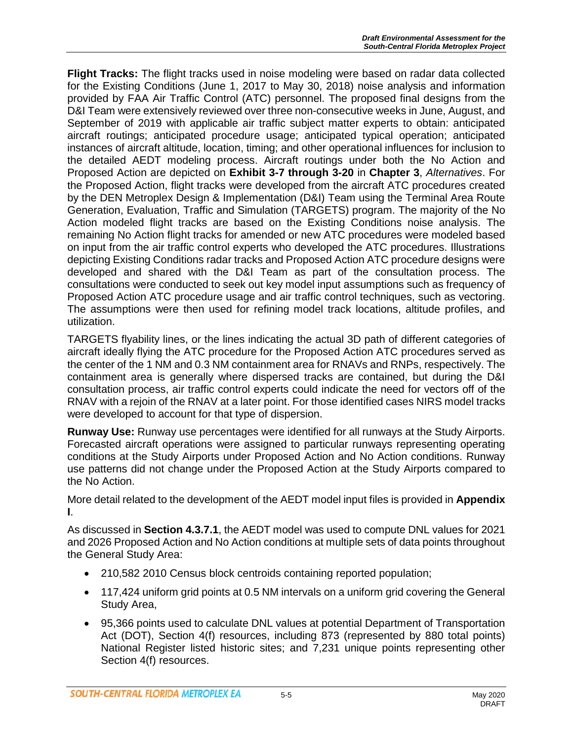**Flight Tracks:** The flight tracks used in noise modeling were based on radar data collected for the Existing Conditions (June 1, 2017 to May 30, 2018) noise analysis and information provided by FAA Air Traffic Control (ATC) personnel. The proposed final designs from the D&I Team were extensively reviewed over three non-consecutive weeks in June, August, and September of 2019 with applicable air traffic subject matter experts to obtain: anticipated aircraft routings; anticipated procedure usage; anticipated typical operation; anticipated instances of aircraft altitude, location, timing; and other operational influences for inclusion to the detailed AEDT modeling process. Aircraft routings under both the No Action and Proposed Action are depicted on **Exhibit 3-7 through 3-20** in **Chapter 3**, *Alternatives*. For the Proposed Action, flight tracks were developed from the aircraft ATC procedures created by the DEN Metroplex Design & Implementation (D&I) Team using the Terminal Area Route Generation, Evaluation, Traffic and Simulation (TARGETS) program. The majority of the No Action modeled flight tracks are based on the Existing Conditions noise analysis. The remaining No Action flight tracks for amended or new ATC procedures were modeled based on input from the air traffic control experts who developed the ATC procedures. Illustrations depicting Existing Conditions radar tracks and Proposed Action ATC procedure designs were developed and shared with the D&I Team as part of the consultation process. The consultations were conducted to seek out key model input assumptions such as frequency of Proposed Action ATC procedure usage and air traffic control techniques, such as vectoring. The assumptions were then used for refining model track locations, altitude profiles, and utilization.

TARGETS flyability lines, or the lines indicating the actual 3D path of different categories of aircraft ideally flying the ATC procedure for the Proposed Action ATC procedures served as the center of the 1 NM and 0.3 NM containment area for RNAVs and RNPs, respectively. The containment area is generally where dispersed tracks are contained, but during the D&I consultation process, air traffic control experts could indicate the need for vectors off of the RNAV with a rejoin of the RNAV at a later point. For those identified cases NIRS model tracks were developed to account for that type of dispersion.

**Runway Use:** Runway use percentages were identified for all runways at the Study Airports. Forecasted aircraft operations were assigned to particular runways representing operating conditions at the Study Airports under Proposed Action and No Action conditions. Runway use patterns did not change under the Proposed Action at the Study Airports compared to the No Action.

More detail related to the development of the AEDT model input files is provided in **Appendix I**.

As discussed in **Section 4.3.7.1**, the AEDT model was used to compute DNL values for 2021 and 2026 Proposed Action and No Action conditions at multiple sets of data points throughout the General Study Area:

- 210,582 2010 Census block centroids containing reported population;
- 117,424 uniform grid points at 0.5 NM intervals on a uniform grid covering the General Study Area,
- 95,366 points used to calculate DNL values at potential Department of Transportation Act (DOT), Section 4(f) resources, including 873 (represented by 880 total points) National Register listed historic sites; and 7,231 unique points representing other Section 4(f) resources.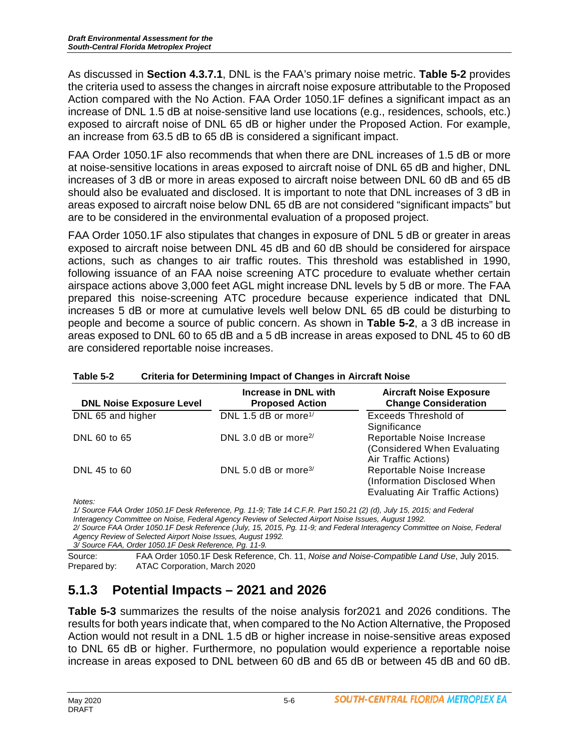As discussed in **Section 4.3.7.1**, DNL is the FAA's primary noise metric. **Table 5-2** provides the criteria used to assess the changes in aircraft noise exposure attributable to the Proposed Action compared with the No Action. FAA Order 1050.1F defines a significant impact as an increase of DNL 1.5 dB at noise-sensitive land use locations (e.g., residences, schools, etc.) exposed to aircraft noise of DNL 65 dB or higher under the Proposed Action. For example, an increase from 63.5 dB to 65 dB is considered a significant impact.

FAA Order 1050.1F also recommends that when there are DNL increases of 1.5 dB or more at noise-sensitive locations in areas exposed to aircraft noise of DNL 65 dB and higher, DNL increases of 3 dB or more in areas exposed to aircraft noise between DNL 60 dB and 65 dB should also be evaluated and disclosed. It is important to note that DNL increases of 3 dB in areas exposed to aircraft noise below DNL 65 dB are not considered "significant impacts" but are to be considered in the environmental evaluation of a proposed project.

FAA Order 1050.1F also stipulates that changes in exposure of DNL 5 dB or greater in areas exposed to aircraft noise between DNL 45 dB and 60 dB should be considered for airspace actions, such as changes to air traffic routes. This threshold was established in 1990, following issuance of an FAA noise screening ATC procedure to evaluate whether certain airspace actions above 3,000 feet AGL might increase DNL levels by 5 dB or more. The FAA prepared this noise-screening ATC procedure because experience indicated that DNL increases 5 dB or more at cumulative levels well below DNL 65 dB could be disturbing to people and become a source of public concern. As shown in **Table 5-2**, a 3 dB increase in areas exposed to DNL 60 to 65 dB and a 5 dB increase in areas exposed to DNL 45 to 60 dB are considered reportable noise increases.

**Table 5-2 Criteria for Determining Impact of Changes in Aircraft Noise**

| DNL Noise Exposure Level | Increase in DNL with Proposed Action | Aircraft Noise Exposure Change Consideration |
|---|---|---|
| DNL 65 and higher | DNL 1.5 dB or more[1/] | Exceeds Threshold of Significance |
| DNL 60 to 65 | DNL 3.0 dB or more[2/] | Reportable Noise Increase (Considered When Evaluating Air Traffic Actions) |
| DNL 45 to 60 | DNL 5.0 dB or more[3/] | Reportable Noise Increase (Information Disclosed When Evaluating Air Traffic Actions) |

*Notes:*
*1/ Source FAA Order 1050.1F Desk Reference, Pg. 11-9; Title 14 C.F.R. Part 150.21 (2) (d), July 15, 2015; and Federal Interagency Committee on Noise, Federal Agency Review of Selected Airport Noise Issues, August 1992.*
*2/ Source FAA Order 1050.1F Desk Reference (July, 15, 2015, Pg. 11-9; and Federal Interagency Committee on Noise, Federal Agency Review of Selected Airport Noise Issues, August 1992.*
*3/ Source FAA, Order 1050.1F Desk Reference, Pg. 11-9.*

Source: FAA Order 1050.1F Desk Reference, Ch. 11, *Noise and Noise-Compatible Land Use*, July 2015.
Prepared by: ATAC Corporation, March 2020

## 5.1.3 Potential Impacts – 2021 and 2026

**Table 5-3** summarizes the results of the noise analysis for2021 and 2026 conditions. The results for both years indicate that, when compared to the No Action Alternative, the Proposed Action would not result in a DNL 1.5 dB or higher increase in noise-sensitive areas exposed to DNL 65 dB or higher. Furthermore, no population would experience a reportable noise increase in areas exposed to DNL between 60 dB and 65 dB or between 45 dB and 60 dB.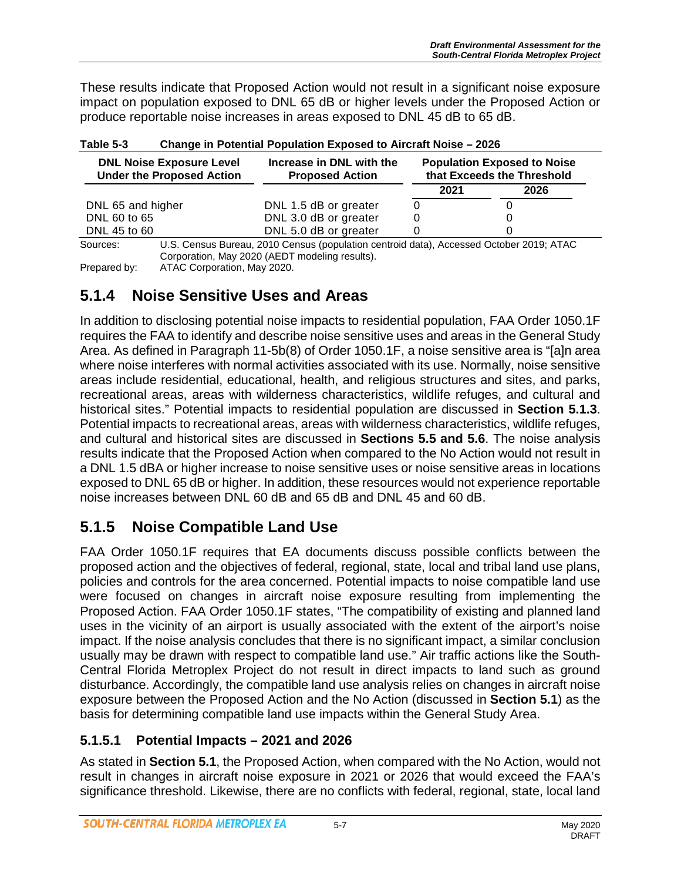These results indicate that Proposed Action would not result in a significant noise exposure impact on population exposed to DNL 65 dB or higher levels under the Proposed Action or produce reportable noise increases in areas exposed to DNL 45 dB to 65 dB.

**Table 5-3 Change in Potential Population Exposed to Aircraft Noise – 2026**

| DNL Noise Exposure Level Under the Proposed Action | Increase in DNL with the Proposed Action | Population Exposed to Noise that Exceeds the Threshold | |
|---|---|---|---|
| | | 2021 | 2026 |
| DNL 65 and higher | DNL 1.5 dB or greater | 0 | 0 |
| DNL 60 to 65 | DNL 3.0 dB or greater | 0 | 0 |
| DNL 45 to 60 | DNL 5.0 dB or greater | 0 | 0 |

Sources: U.S. Census Bureau, 2010 Census (population centroid data), Accessed October 2019; ATAC Corporation, May 2020 (AEDT modeling results).

Prepared by: ATAC Corporation, May 2020.

## 5.1.4 Noise Sensitive Uses and Areas

In addition to disclosing potential noise impacts to residential population, FAA Order 1050.1F requires the FAA to identify and describe noise sensitive uses and areas in the General Study Area. As defined in Paragraph 11-5b(8) of Order 1050.1F, a noise sensitive area is "[a]n area where noise interferes with normal activities associated with its use. Normally, noise sensitive areas include residential, educational, health, and religious structures and sites, and parks, recreational areas, areas with wilderness characteristics, wildlife refuges, and cultural and historical sites." Potential impacts to residential population are discussed in **Section 5.1.3**. Potential impacts to recreational areas, areas with wilderness characteristics, wildlife refuges, and cultural and historical sites are discussed in **Sections 5.5 and 5.6**. The noise analysis results indicate that the Proposed Action when compared to the No Action would not result in a DNL 1.5 dBA or higher increase to noise sensitive uses or noise sensitive areas in locations exposed to DNL 65 dB or higher. In addition, these resources would not experience reportable noise increases between DNL 60 dB and 65 dB and DNL 45 and 60 dB.

## 5.1.5 Noise Compatible Land Use

FAA Order 1050.1F requires that EA documents discuss possible conflicts between the proposed action and the objectives of federal, regional, state, local and tribal land use plans, policies and controls for the area concerned. Potential impacts to noise compatible land use were focused on changes in aircraft noise exposure resulting from implementing the Proposed Action. FAA Order 1050.1F states, "The compatibility of existing and planned land uses in the vicinity of an airport is usually associated with the extent of the airport's noise impact. If the noise analysis concludes that there is no significant impact, a similar conclusion usually may be drawn with respect to compatible land use." Air traffic actions like the South-Central Florida Metroplex Project do not result in direct impacts to land such as ground disturbance. Accordingly, the compatible land use analysis relies on changes in aircraft noise exposure between the Proposed Action and the No Action (discussed in **Section 5.1**) as the basis for determining compatible land use impacts within the General Study Area.

### 5.1.5.1 Potential Impacts – 2021 and 2026

As stated in **Section 5.1**, the Proposed Action, when compared with the No Action, would not result in changes in aircraft noise exposure in 2021 or 2026 that would exceed the FAA's significance threshold. Likewise, there are no conflicts with federal, regional, state, local land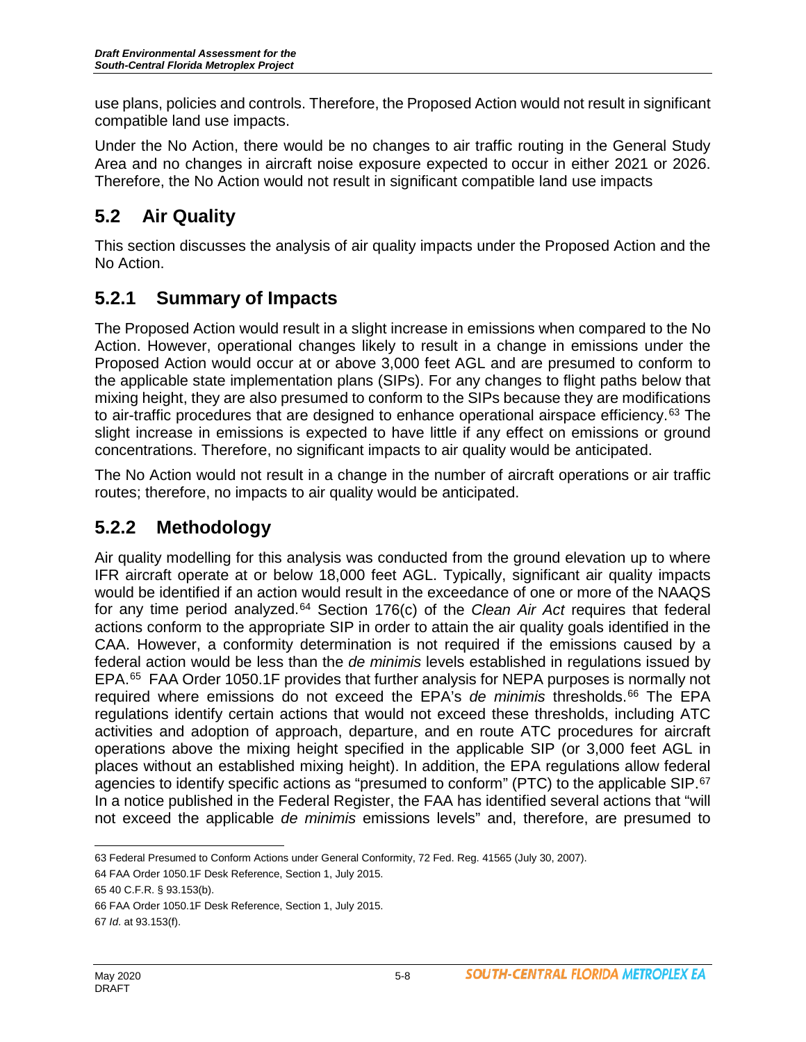use plans, policies and controls. Therefore, the Proposed Action would not result in significant compatible land use impacts.

Under the No Action, there would be no changes to air traffic routing in the General Study Area and no changes in aircraft noise exposure expected to occur in either 2021 or 2026. Therefore, the No Action would not result in significant compatible land use impacts

## 5.2 Air Quality

This section discusses the analysis of air quality impacts under the Proposed Action and the No Action.

## 5.2.1 Summary of Impacts

The Proposed Action would result in a slight increase in emissions when compared to the No Action. However, operational changes likely to result in a change in emissions under the Proposed Action would occur at or above 3,000 feet AGL and are presumed to conform to the applicable state implementation plans (SIPs). For any changes to flight paths below that mixing height, they are also presumed to conform to the SIPs because they are modifications to air-traffic procedures that are designed to enhance operational airspace efficiency.[63] The slight increase in emissions is expected to have little if any effect on emissions or ground concentrations. Therefore, no significant impacts to air quality would be anticipated.

The No Action would not result in a change in the number of aircraft operations or air traffic routes; therefore, no impacts to air quality would be anticipated.

## 5.2.2 Methodology

Air quality modelling for this analysis was conducted from the ground elevation up to where IFR aircraft operate at or below 18,000 feet AGL. Typically, significant air quality impacts would be identified if an action would result in the exceedance of one or more of the NAAQS for any time period analyzed.[64] Section 176(c) of the *Clean Air Act* requires that federal actions conform to the appropriate SIP in order to attain the air quality goals identified in the CAA. However, a conformity determination is not required if the emissions caused by a federal action would be less than the *de minimis* levels established in regulations issued by EPA.[65] FAA Order 1050.1F provides that further analysis for NEPA purposes is normally not required where emissions do not exceed the EPA's *de minimis* thresholds.[66] The EPA regulations identify certain actions that would not exceed these thresholds, including ATC activities and adoption of approach, departure, and en route ATC procedures for aircraft operations above the mixing height specified in the applicable SIP (or 3,000 feet AGL in places without an established mixing height). In addition, the EPA regulations allow federal agencies to identify specific actions as "presumed to conform" (PTC) to the applicable SIP.[67] In a notice published in the Federal Register, the FAA has identified several actions that "will not exceed the applicable *de minimis* emissions levels" and, therefore, are presumed to

---

63 Federal Presumed to Conform Actions under General Conformity, 72 Fed. Reg. 41565 (July 30, 2007).

64 FAA Order 1050.1F Desk Reference, Section 1, July 2015.

65 40 C.F.R. § 93.153(b).

66 FAA Order 1050.1F Desk Reference, Section 1, July 2015.

67 *Id*. at 93.153(f).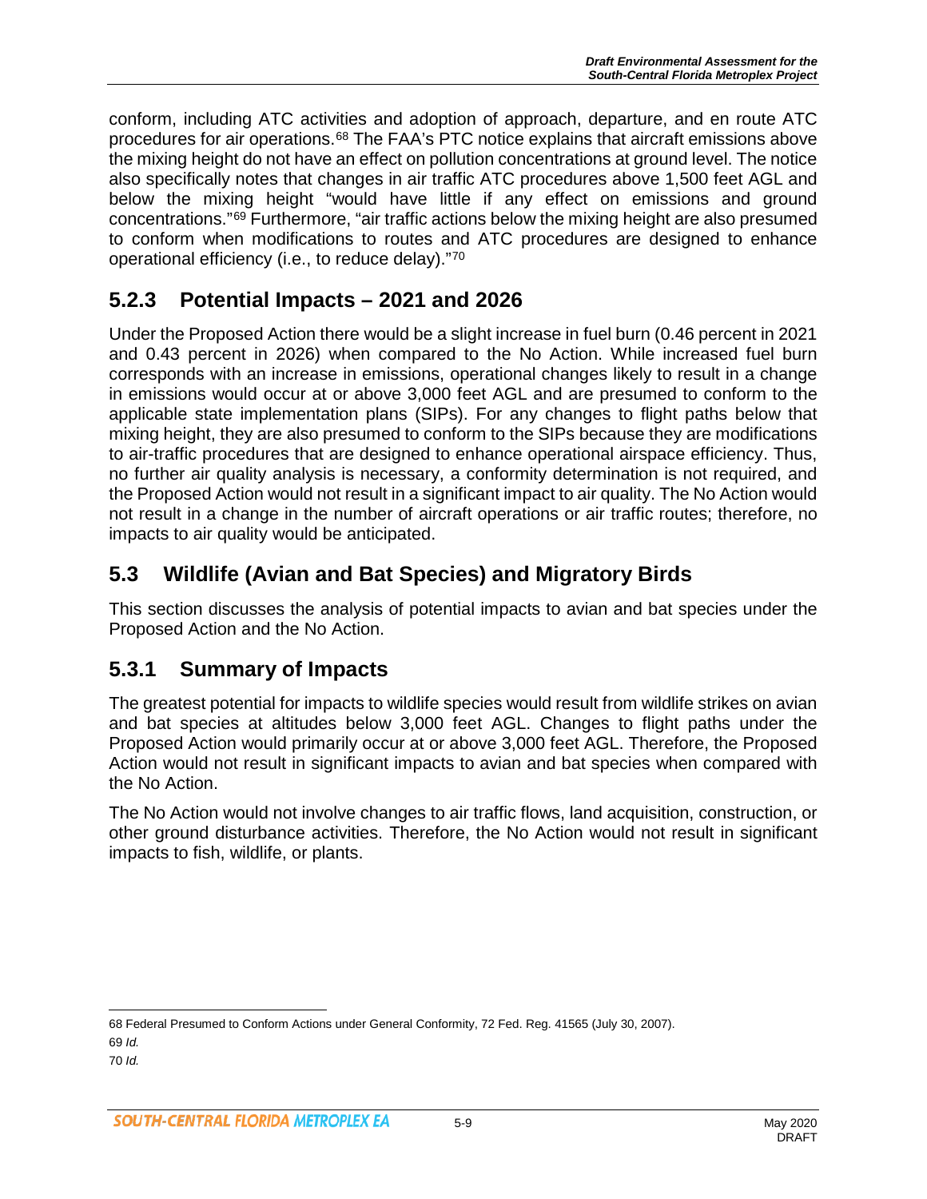conform, including ATC activities and adoption of approach, departure, and en route ATC procedures for air operations.[68] The FAA's PTC notice explains that aircraft emissions above the mixing height do not have an effect on pollution concentrations at ground level. The notice also specifically notes that changes in air traffic ATC procedures above 1,500 feet AGL and below the mixing height "would have little if any effect on emissions and ground concentrations."[69] Furthermore, "air traffic actions below the mixing height are also presumed to conform when modifications to routes and ATC procedures are designed to enhance operational efficiency (i.e., to reduce delay)."[70]

## 5.2.3 Potential Impacts – 2021 and 2026

Under the Proposed Action there would be a slight increase in fuel burn (0.46 percent in 2021 and 0.43 percent in 2026) when compared to the No Action. While increased fuel burn corresponds with an increase in emissions, operational changes likely to result in a change in emissions would occur at or above 3,000 feet AGL and are presumed to conform to the applicable state implementation plans (SIPs). For any changes to flight paths below that mixing height, they are also presumed to conform to the SIPs because they are modifications to air-traffic procedures that are designed to enhance operational airspace efficiency. Thus, no further air quality analysis is necessary, a conformity determination is not required, and the Proposed Action would not result in a significant impact to air quality. The No Action would not result in a change in the number of aircraft operations or air traffic routes; therefore, no impacts to air quality would be anticipated.

## 5.3 Wildlife (Avian and Bat Species) and Migratory Birds

This section discusses the analysis of potential impacts to avian and bat species under the Proposed Action and the No Action.

## 5.3.1 Summary of Impacts

The greatest potential for impacts to wildlife species would result from wildlife strikes on avian and bat species at altitudes below 3,000 feet AGL. Changes to flight paths under the Proposed Action would primarily occur at or above 3,000 feet AGL. Therefore, the Proposed Action would not result in significant impacts to avian and bat species when compared with the No Action.

The No Action would not involve changes to air traffic flows, land acquisition, construction, or other ground disturbance activities. Therefore, the No Action would not result in significant impacts to fish, wildlife, or plants.

---

68 Federal Presumed to Conform Actions under General Conformity, 72 Fed. Reg. 41565 (July 30, 2007).

69 *Id.*

70 *Id.*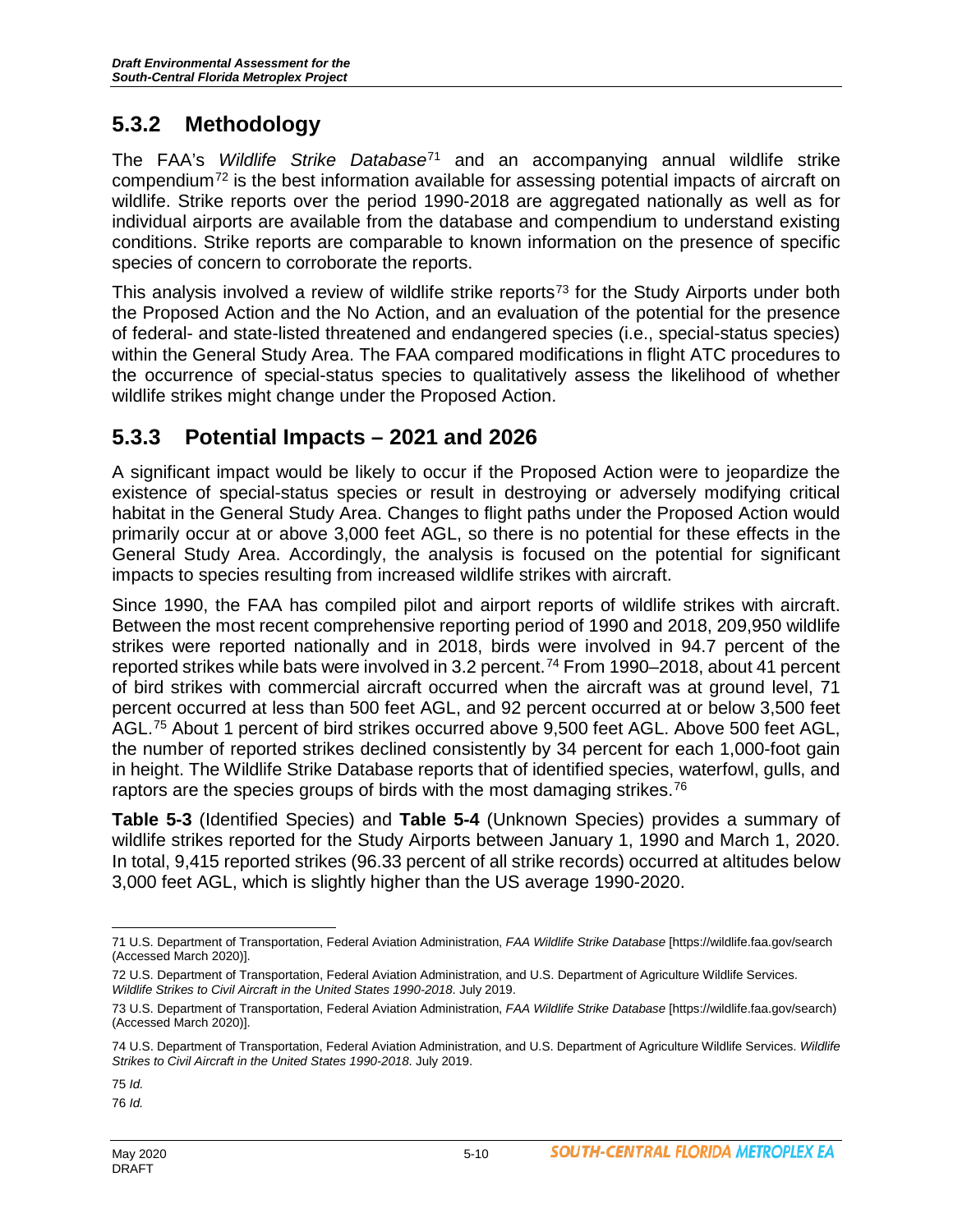## 5.3.2 Methodology

The FAA's *Wildlife Strike Database*[71] and an accompanying annual wildlife strike compendium[72] is the best information available for assessing potential impacts of aircraft on wildlife. Strike reports over the period 1990-2018 are aggregated nationally as well as for individual airports are available from the database and compendium to understand existing conditions. Strike reports are comparable to known information on the presence of specific species of concern to corroborate the reports.

This analysis involved a review of wildlife strike reports[73] for the Study Airports under both the Proposed Action and the No Action, and an evaluation of the potential for the presence of federal- and state-listed threatened and endangered species (i.e., special-status species) within the General Study Area. The FAA compared modifications in flight ATC procedures to the occurrence of special-status species to qualitatively assess the likelihood of whether wildlife strikes might change under the Proposed Action.

## 5.3.3 Potential Impacts – 2021 and 2026

A significant impact would be likely to occur if the Proposed Action were to jeopardize the existence of special-status species or result in destroying or adversely modifying critical habitat in the General Study Area. Changes to flight paths under the Proposed Action would primarily occur at or above 3,000 feet AGL, so there is no potential for these effects in the General Study Area. Accordingly, the analysis is focused on the potential for significant impacts to species resulting from increased wildlife strikes with aircraft.

Since 1990, the FAA has compiled pilot and airport reports of wildlife strikes with aircraft. Between the most recent comprehensive reporting period of 1990 and 2018, 209,950 wildlife strikes were reported nationally and in 2018, birds were involved in 94.7 percent of the reported strikes while bats were involved in 3.2 percent.[74] From 1990–2018, about 41 percent of bird strikes with commercial aircraft occurred when the aircraft was at ground level, 71 percent occurred at less than 500 feet AGL, and 92 percent occurred at or below 3,500 feet AGL.[75] About 1 percent of bird strikes occurred above 9,500 feet AGL. Above 500 feet AGL, the number of reported strikes declined consistently by 34 percent for each 1,000-foot gain in height. The Wildlife Strike Database reports that of identified species, waterfowl, gulls, and raptors are the species groups of birds with the most damaging strikes.[76]

**Table 5-3** (Identified Species) and **Table 5-4** (Unknown Species) provides a summary of wildlife strikes reported for the Study Airports between January 1, 1990 and March 1, 2020. In total, 9,415 reported strikes (96.33 percent of all strike records) occurred at altitudes below 3,000 feet AGL, which is slightly higher than the US average 1990-2020.

---

71 U.S. Department of Transportation, Federal Aviation Administration, *FAA Wildlife Strike Database* [https://wildlife.faa.gov/search (Accessed March 2020)].

72 U.S. Department of Transportation, Federal Aviation Administration, and U.S. Department of Agriculture Wildlife Services. *Wildlife Strikes to Civil Aircraft in the United States 1990-2018*. July 2019.

73 U.S. Department of Transportation, Federal Aviation Administration, *FAA Wildlife Strike Database* [https://wildlife.faa.gov/search) (Accessed March 2020)].

74 U.S. Department of Transportation, Federal Aviation Administration, and U.S. Department of Agriculture Wildlife Services. *Wildlife Strikes to Civil Aircraft in the United States 1990-2018*. July 2019.

75 *Id.*

76 *Id.*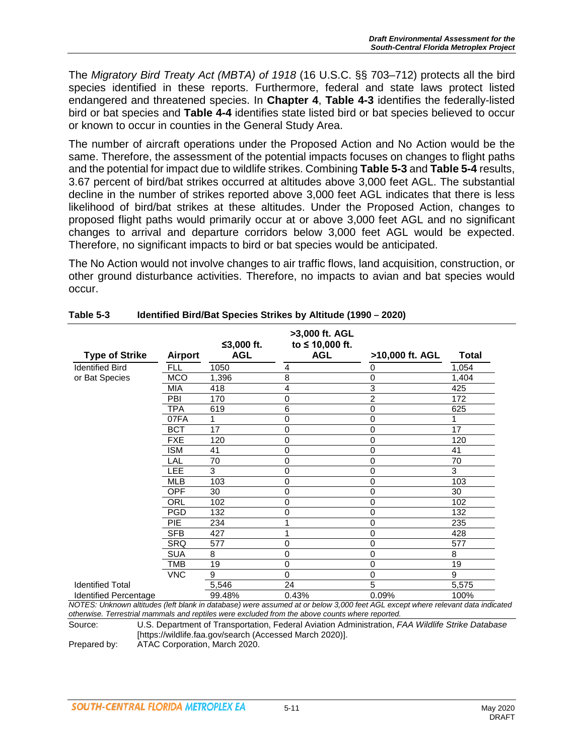The *Migratory Bird Treaty Act (MBTA) of 1918* (16 U.S.C. §§ 703–712) protects all the bird species identified in these reports. Furthermore, federal and state laws protect listed endangered and threatened species. In **Chapter 4**, **Table 4-3** identifies the federally-listed bird or bat species and **Table 4-4** identifies state listed bird or bat species believed to occur or known to occur in counties in the General Study Area.

The number of aircraft operations under the Proposed Action and No Action would be the same. Therefore, the assessment of the potential impacts focuses on changes to flight paths and the potential for impact due to wildlife strikes. Combining **Table 5-3** and **Table 5-4** results, 3.67 percent of bird/bat strikes occurred at altitudes above 3,000 feet AGL. The substantial decline in the number of strikes reported above 3,000 feet AGL indicates that there is less likelihood of bird/bat strikes at these altitudes. Under the Proposed Action, changes to proposed flight paths would primarily occur at or above 3,000 feet AGL and no significant changes to arrival and departure corridors below 3,000 feet AGL would be expected. Therefore, no significant impacts to bird or bat species would be anticipated.

The No Action would not involve changes to air traffic flows, land acquisition, construction, or other ground disturbance activities. Therefore, no impacts to avian and bat species would occur.

**Table 5-3 Identified Bird/Bat Species Strikes by Altitude (1990 – 2020)**

| Type of Strike | Airport | ≤3,000 ft. AGL | >3,000 ft. AGL to ≤ 10,000 ft. AGL | >10,000 ft. AGL | Total |
|---|---|---|---|---|---|
| Identified Bird or Bat Species | FLL | 1050 | 4 | 0 | 1,054 |
| | MCO | 1,396 | 8 | 0 | 1,404 |
| | MIA | 418 | 4 | 3 | 425 |
| | PBI | 170 | 0 | 2 | 172 |
| | TPA | 619 | 6 | 0 | 625 |
| | 07FA | 1 | 0 | 0 | 1 |
| | BCT | 17 | 0 | 0 | 17 |
| | FXE | 120 | 0 | 0 | 120 |
| | ISM | 41 | 0 | 0 | 41 |
| | LAL | 70 | 0 | 0 | 70 |
| | LEE | 3 | 0 | 0 | 3 |
| | MLB | 103 | 0 | 0 | 103 |
| | OPF | 30 | 0 | 0 | 30 |
| | ORL | 102 | 0 | 0 | 102 |
| | PGD | 132 | 0 | 0 | 132 |
| | PIE | 234 | 1 | 0 | 235 |
| | SFB | 427 | 1 | 0 | 428 |
| | SRQ | 577 | 0 | 0 | 577 |
| | SUA | 8 | 0 | 0 | 8 |
| | TMB | 19 | 0 | 0 | 19 |
| | VNC | 9 | 0 | 0 | 9 |
| Identified Total | | 5,546 | 24 | 5 | 5,575 |
| Identified Percentage | | 99.48% | 0.43% | 0.09% | 100% |

*NOTES: Unknown altitudes (left blank in database) were assumed at or below 3,000 feet AGL except where relevant data indicated otherwise. Terrestrial mammals and reptiles were excluded from the above counts where reported.*

Source: U.S. Department of Transportation, Federal Aviation Administration, *FAA Wildlife Strike Database* [https://wildlife.faa.gov/search (Accessed March 2020)].

Prepared by: ATAC Corporation, March 2020.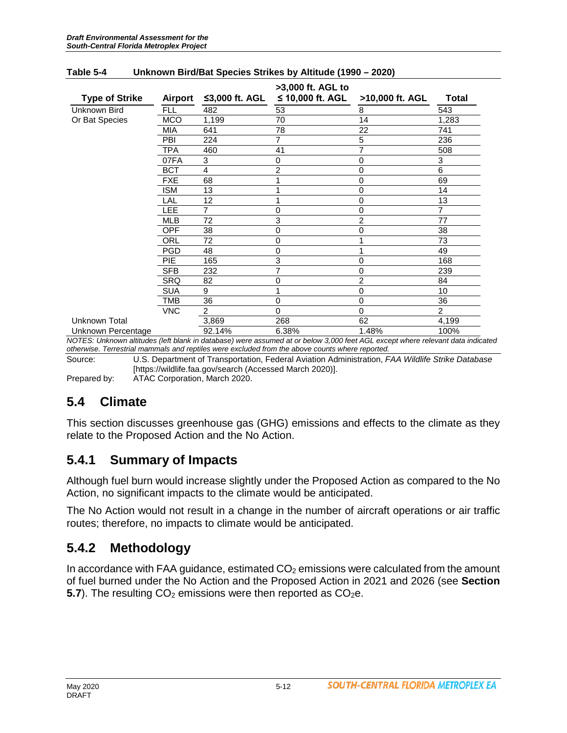**Table 5-4 Unknown Bird/Bat Species Strikes by Altitude (1990 – 2020)**

| Type of Strike | Airport | ≤3,000 ft. AGL | >3,000 ft. AGL to ≤ 10,000 ft. AGL | >10,000 ft. AGL | Total |
|---|---|---|---|---|---|
| Unknown Bird Or Bat Species | FLL | 482 | 53 | 8 | 543 |
| | MCO | 1,199 | 70 | 14 | 1,283 |
| | MIA | 641 | 78 | 22 | 741 |
| | PBI | 224 | 7 | 5 | 236 |
| | TPA | 460 | 41 | 7 | 508 |
| | 07FA | 3 | 0 | 0 | 3 |
| | BCT | 4 | 2 | 0 | 6 |
| | FXE | 68 | 1 | 0 | 69 |
| | ISM | 13 | 1 | 0 | 14 |
| | LAL | 12 | 1 | 0 | 13 |
| | LEE | 7 | 0 | 0 | 7 |
| | MLB | 72 | 3 | 2 | 77 |
| | OPF | 38 | 0 | 0 | 38 |
| | ORL | 72 | 0 | 1 | 73 |
| | PGD | 48 | 0 | 1 | 49 |
| | PIE | 165 | 3 | 0 | 168 |
| | SFB | 232 | 7 | 0 | 239 |
| | SRQ | 82 | 0 | 2 | 84 |
| | SUA | 9 | 1 | 0 | 10 |
| | TMB | 36 | 0 | 0 | 36 |
| | VNC | 2 | 0 | 0 | 2 |
| Unknown Total | | 3,869 | 268 | 62 | 4,199 |
| Unknown Percentage | | 92.14% | 6.38% | 1.48% | 100% |

*NOTES: Unknown altitudes (left blank in database) were assumed at or below 3,000 feet AGL except where relevant data indicated otherwise. Terrestrial mammals and reptiles were excluded from the above counts where reported.*

Source: U.S. Department of Transportation, Federal Aviation Administration, *FAA Wildlife Strike Database* [https://wildlife.faa.gov/search (Accessed March 2020)].

Prepared by: ATAC Corporation, March 2020.

## 5.4 Climate

This section discusses greenhouse gas (GHG) emissions and effects to the climate as they relate to the Proposed Action and the No Action.

### 5.4.1 Summary of Impacts

Although fuel burn would increase slightly under the Proposed Action as compared to the No Action, no significant impacts to the climate would be anticipated.

The No Action would not result in a change in the number of aircraft operations or air traffic routes; therefore, no impacts to climate would be anticipated.

### 5.4.2 Methodology

In accordance with FAA guidance, estimated $CO_2$ emissions were calculated from the amount of fuel burned under the No Action and the Proposed Action in 2021 and 2026 (see **Section 5.7**). The resulting $CO_2$ emissions were then reported as $CO_2e$.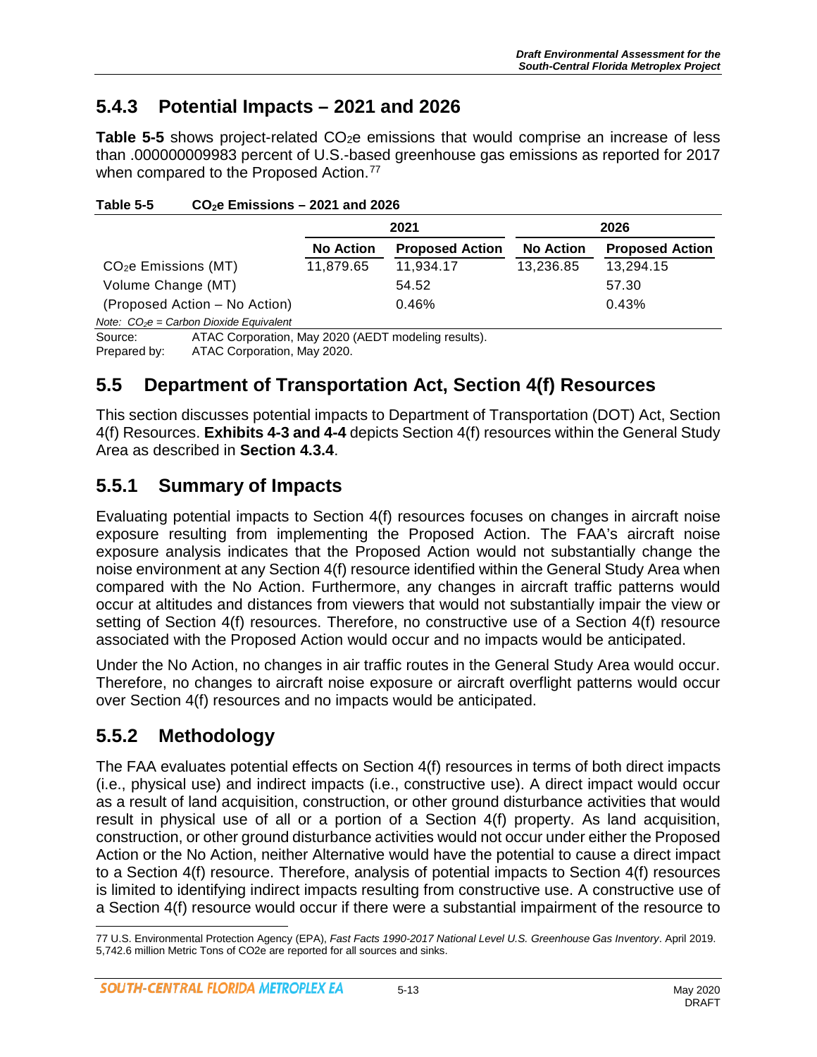## 5.4.3 Potential Impacts – 2021 and 2026

**Table 5-5** shows project-related $CO_2e$ emissions that would comprise an increase of less than .000000009983 percent of U.S.-based greenhouse gas emissions as reported for 2017 when compared to the Proposed Action.[77]

**Table 5-5 $CO_2e$ Emissions – 2021 and 2026**

| | 2021 | | 2026 | |
|---|---|---|---|---|
| | **No Action** | **Proposed Action** | **No Action** | **Proposed Action** |
| $CO_2e$ Emissions (MT) | 11,879.65 | 11,934.17 | 13,236.85 | 13,294.15 |
| Volume Change (MT) | | 54.52 | | 57.30 |
| (Proposed Action – No Action) | | 0.46% | | 0.43% |

*Note: $CO_2e$ = Carbon Dioxide Equivalent*

Source: ATAC Corporation, May 2020 (AEDT modeling results).
Prepared by: ATAC Corporation, May 2020.

## 5.5 Department of Transportation Act, Section 4(f) Resources

This section discusses potential impacts to Department of Transportation (DOT) Act, Section 4(f) Resources. **Exhibits 4-3 and 4-4** depicts Section 4(f) resources within the General Study Area as described in **Section 4.3.4**.

## 5.5.1 Summary of Impacts

Evaluating potential impacts to Section 4(f) resources focuses on changes in aircraft noise exposure resulting from implementing the Proposed Action. The FAA's aircraft noise exposure analysis indicates that the Proposed Action would not substantially change the noise environment at any Section 4(f) resource identified within the General Study Area when compared with the No Action. Furthermore, any changes in aircraft traffic patterns would occur at altitudes and distances from viewers that would not substantially impair the view or setting of Section 4(f) resources. Therefore, no constructive use of a Section 4(f) resource associated with the Proposed Action would occur and no impacts would be anticipated.

Under the No Action, no changes in air traffic routes in the General Study Area would occur. Therefore, no changes to aircraft noise exposure or aircraft overflight patterns would occur over Section 4(f) resources and no impacts would be anticipated.

## 5.5.2 Methodology

The FAA evaluates potential effects on Section 4(f) resources in terms of both direct impacts (i.e., physical use) and indirect impacts (i.e., constructive use). A direct impact would occur as a result of land acquisition, construction, or other ground disturbance activities that would result in physical use of all or a portion of a Section 4(f) property. As land acquisition, construction, or other ground disturbance activities would not occur under either the Proposed Action or the No Action, neither Alternative would have the potential to cause a direct impact to a Section 4(f) resource. Therefore, analysis of potential impacts to Section 4(f) resources is limited to identifying indirect impacts resulting from constructive use. A constructive use of a Section 4(f) resource would occur if there were a substantial impairment of the resource to

---

[77] U.S. Environmental Protection Agency (EPA), *Fast Facts 1990-2017 National Level U.S. Greenhouse Gas Inventory*. April 2019. 5,742.6 million Metric Tons of CO2e are reported for all sources and sinks.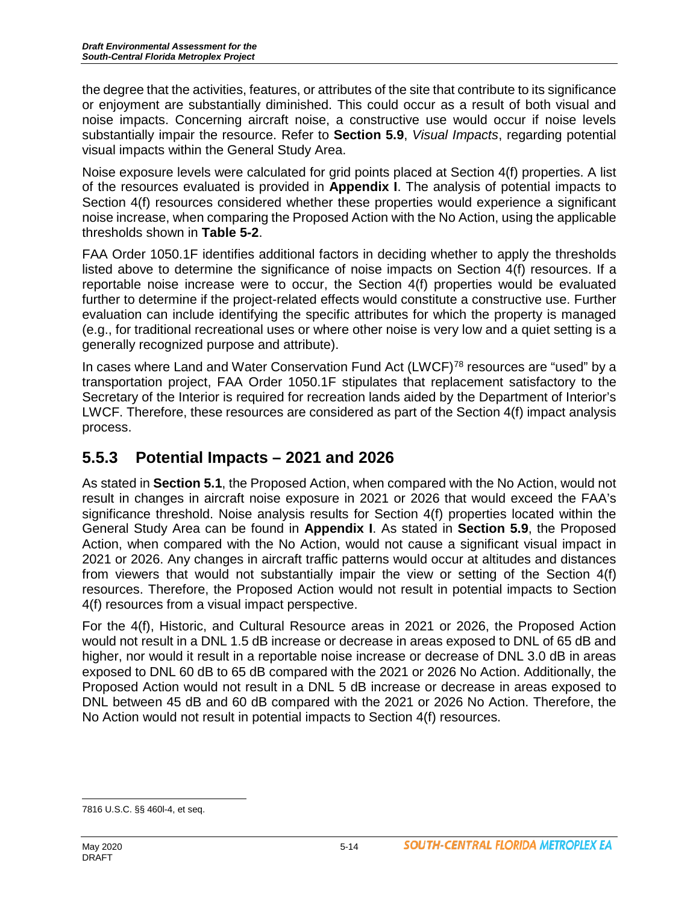the degree that the activities, features, or attributes of the site that contribute to its significance or enjoyment are substantially diminished. This could occur as a result of both visual and noise impacts. Concerning aircraft noise, a constructive use would occur if noise levels substantially impair the resource. Refer to **Section 5.9**, *Visual Impacts*, regarding potential visual impacts within the General Study Area.

Noise exposure levels were calculated for grid points placed at Section 4(f) properties. A list of the resources evaluated is provided in **Appendix I**. The analysis of potential impacts to Section 4(f) resources considered whether these properties would experience a significant noise increase, when comparing the Proposed Action with the No Action, using the applicable thresholds shown in **Table 5-2**.

FAA Order 1050.1F identifies additional factors in deciding whether to apply the thresholds listed above to determine the significance of noise impacts on Section 4(f) resources. If a reportable noise increase were to occur, the Section 4(f) properties would be evaluated further to determine if the project-related effects would constitute a constructive use. Further evaluation can include identifying the specific attributes for which the property is managed (e.g., for traditional recreational uses or where other noise is very low and a quiet setting is a generally recognized purpose and attribute).

In cases where Land and Water Conservation Fund Act (LWCF)[78] resources are "used" by a transportation project, FAA Order 1050.1F stipulates that replacement satisfactory to the Secretary of the Interior is required for recreation lands aided by the Department of Interior's LWCF. Therefore, these resources are considered as part of the Section 4(f) impact analysis process.

## 5.5.3 Potential Impacts – 2021 and 2026

As stated in **Section 5.1**, the Proposed Action, when compared with the No Action, would not result in changes in aircraft noise exposure in 2021 or 2026 that would exceed the FAA's significance threshold. Noise analysis results for Section 4(f) properties located within the General Study Area can be found in **Appendix I**. As stated in **Section 5.9**, the Proposed Action, when compared with the No Action, would not cause a significant visual impact in 2021 or 2026. Any changes in aircraft traffic patterns would occur at altitudes and distances from viewers that would not substantially impair the view or setting of the Section 4(f) resources. Therefore, the Proposed Action would not result in potential impacts to Section 4(f) resources from a visual impact perspective.

For the 4(f), Historic, and Cultural Resource areas in 2021 or 2026, the Proposed Action would not result in a DNL 1.5 dB increase or decrease in areas exposed to DNL of 65 dB and higher, nor would it result in a reportable noise increase or decrease of DNL 3.0 dB in areas exposed to DNL 60 dB to 65 dB compared with the 2021 or 2026 No Action. Additionally, the Proposed Action would not result in a DNL 5 dB increase or decrease in areas exposed to DNL between 45 dB and 60 dB compared with the 2021 or 2026 No Action. Therefore, the No Action would not result in potential impacts to Section 4(f) resources.

---

[78] 16 U.S.C. §§ 460l-4, et seq.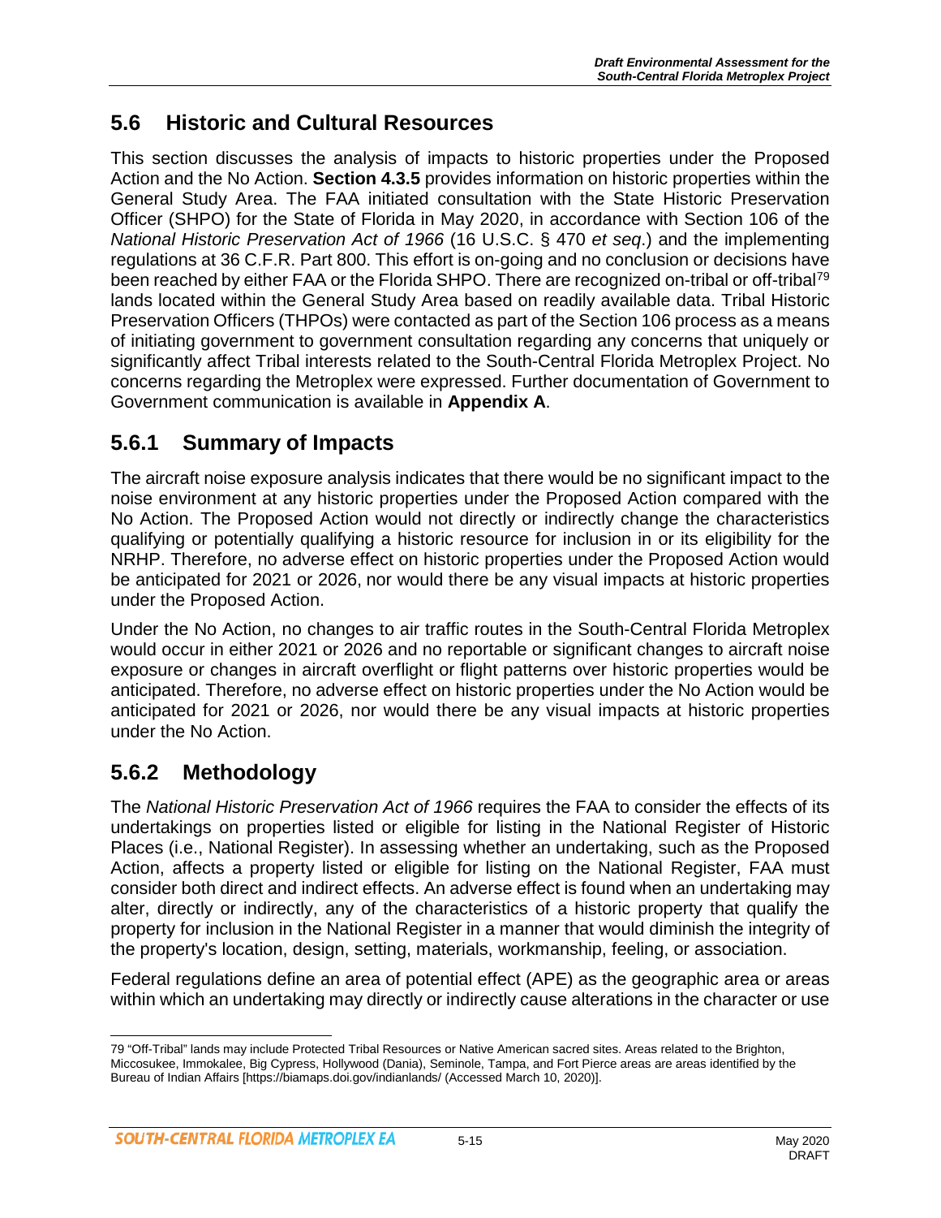## 5.6 Historic and Cultural Resources

This section discusses the analysis of impacts to historic properties under the Proposed Action and the No Action. **Section 4.3.5** provides information on historic properties within the General Study Area. The FAA initiated consultation with the State Historic Preservation Officer (SHPO) for the State of Florida in May 2020, in accordance with Section 106 of the *National Historic Preservation Act of 1966* (16 U.S.C. § 470 *et seq*.) and the implementing regulations at 36 C.F.R. Part 800. This effort is on-going and no conclusion or decisions have been reached by either FAA or the Florida SHPO. There are recognized on-tribal or off-tribal[79] lands located within the General Study Area based on readily available data. Tribal Historic Preservation Officers (THPOs) were contacted as part of the Section 106 process as a means of initiating government to government consultation regarding any concerns that uniquely or significantly affect Tribal interests related to the South-Central Florida Metroplex Project. No concerns regarding the Metroplex were expressed. Further documentation of Government to Government communication is available in **Appendix A**.

### 5.6.1 Summary of Impacts

The aircraft noise exposure analysis indicates that there would be no significant impact to the noise environment at any historic properties under the Proposed Action compared with the No Action. The Proposed Action would not directly or indirectly change the characteristics qualifying or potentially qualifying a historic resource for inclusion in or its eligibility for the NRHP. Therefore, no adverse effect on historic properties under the Proposed Action would be anticipated for 2021 or 2026, nor would there be any visual impacts at historic properties under the Proposed Action.

Under the No Action, no changes to air traffic routes in the South-Central Florida Metroplex would occur in either 2021 or 2026 and no reportable or significant changes to aircraft noise exposure or changes in aircraft overflight or flight patterns over historic properties would be anticipated. Therefore, no adverse effect on historic properties under the No Action would be anticipated for 2021 or 2026, nor would there be any visual impacts at historic properties under the No Action.

### 5.6.2 Methodology

The *National Historic Preservation Act of 1966* requires the FAA to consider the effects of its undertakings on properties listed or eligible for listing in the National Register of Historic Places (i.e., National Register). In assessing whether an undertaking, such as the Proposed Action, affects a property listed or eligible for listing on the National Register, FAA must consider both direct and indirect effects. An adverse effect is found when an undertaking may alter, directly or indirectly, any of the characteristics of a historic property that qualify the property for inclusion in the National Register in a manner that would diminish the integrity of the property's location, design, setting, materials, workmanship, feeling, or association.

Federal regulations define an area of potential effect (APE) as the geographic area or areas within which an undertaking may directly or indirectly cause alterations in the character or use

---

79 "Off-Tribal" lands may include Protected Tribal Resources or Native American sacred sites. Areas related to the Brighton, Miccosukee, Immokalee, Big Cypress, Hollywood (Dania), Seminole, Tampa, and Fort Pierce areas are areas identified by the Bureau of Indian Affairs [https://biamaps.doi.gov/indianlands/ (Accessed March 10, 2020)].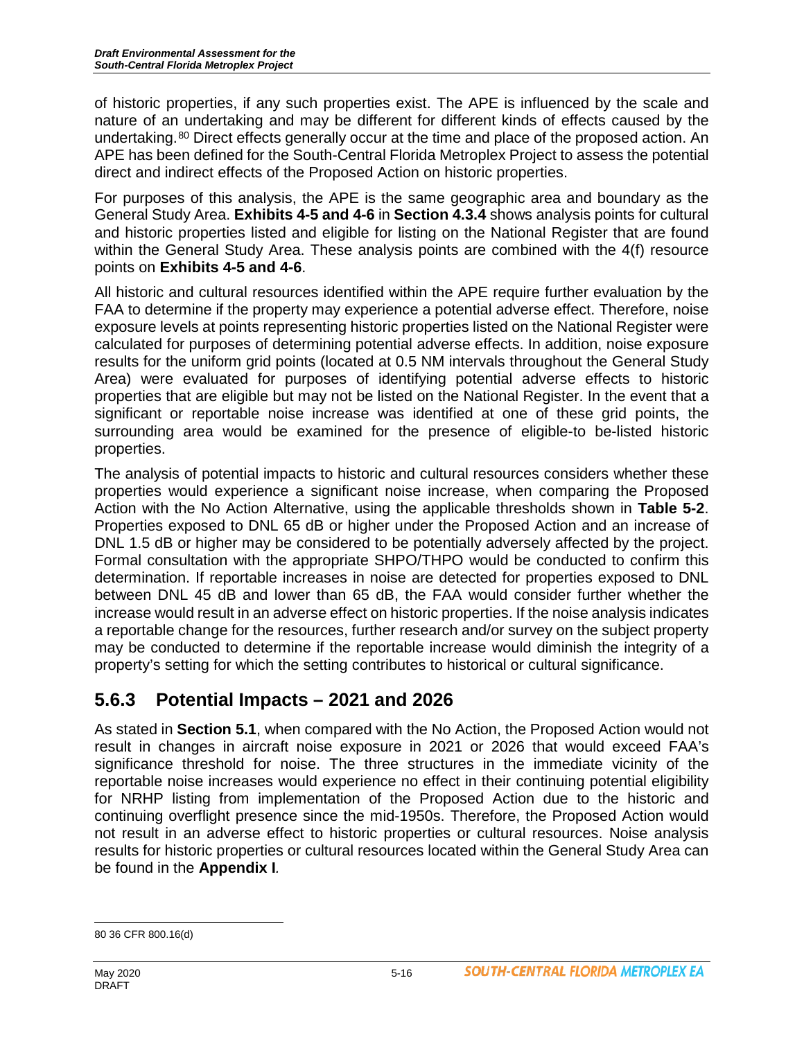of historic properties, if any such properties exist. The APE is influenced by the scale and nature of an undertaking and may be different for different kinds of effects caused by the undertaking.[80] Direct effects generally occur at the time and place of the proposed action. An APE has been defined for the South-Central Florida Metroplex Project to assess the potential direct and indirect effects of the Proposed Action on historic properties.

For purposes of this analysis, the APE is the same geographic area and boundary as the General Study Area. **Exhibits 4-5 and 4-6** in **Section 4.3.4** shows analysis points for cultural and historic properties listed and eligible for listing on the National Register that are found within the General Study Area. These analysis points are combined with the 4(f) resource points on **Exhibits 4-5 and 4-6**.

All historic and cultural resources identified within the APE require further evaluation by the FAA to determine if the property may experience a potential adverse effect. Therefore, noise exposure levels at points representing historic properties listed on the National Register were calculated for purposes of determining potential adverse effects. In addition, noise exposure results for the uniform grid points (located at 0.5 NM intervals throughout the General Study Area) were evaluated for purposes of identifying potential adverse effects to historic properties that are eligible but may not be listed on the National Register. In the event that a significant or reportable noise increase was identified at one of these grid points, the surrounding area would be examined for the presence of eligible-to be-listed historic properties.

The analysis of potential impacts to historic and cultural resources considers whether these properties would experience a significant noise increase, when comparing the Proposed Action with the No Action Alternative, using the applicable thresholds shown in **Table 5-2**. Properties exposed to DNL 65 dB or higher under the Proposed Action and an increase of DNL 1.5 dB or higher may be considered to be potentially adversely affected by the project. Formal consultation with the appropriate SHPO/THPO would be conducted to confirm this determination. If reportable increases in noise are detected for properties exposed to DNL between DNL 45 dB and lower than 65 dB, the FAA would consider further whether the increase would result in an adverse effect on historic properties. If the noise analysis indicates a reportable change for the resources, further research and/or survey on the subject property may be conducted to determine if the reportable increase would diminish the integrity of a property's setting for which the setting contributes to historical or cultural significance.

## 5.6.3 Potential Impacts – 2021 and 2026

As stated in **Section 5.1**, when compared with the No Action, the Proposed Action would not result in changes in aircraft noise exposure in 2021 or 2026 that would exceed FAA's significance threshold for noise. The three structures in the immediate vicinity of the reportable noise increases would experience no effect in their continuing potential eligibility for NRHP listing from implementation of the Proposed Action due to the historic and continuing overflight presence since the mid-1950s. Therefore, the Proposed Action would not result in an adverse effect to historic properties or cultural resources. Noise analysis results for historic properties or cultural resources located within the General Study Area can be found in the **Appendix I**.

---

[80] 36 CFR 800.16(d)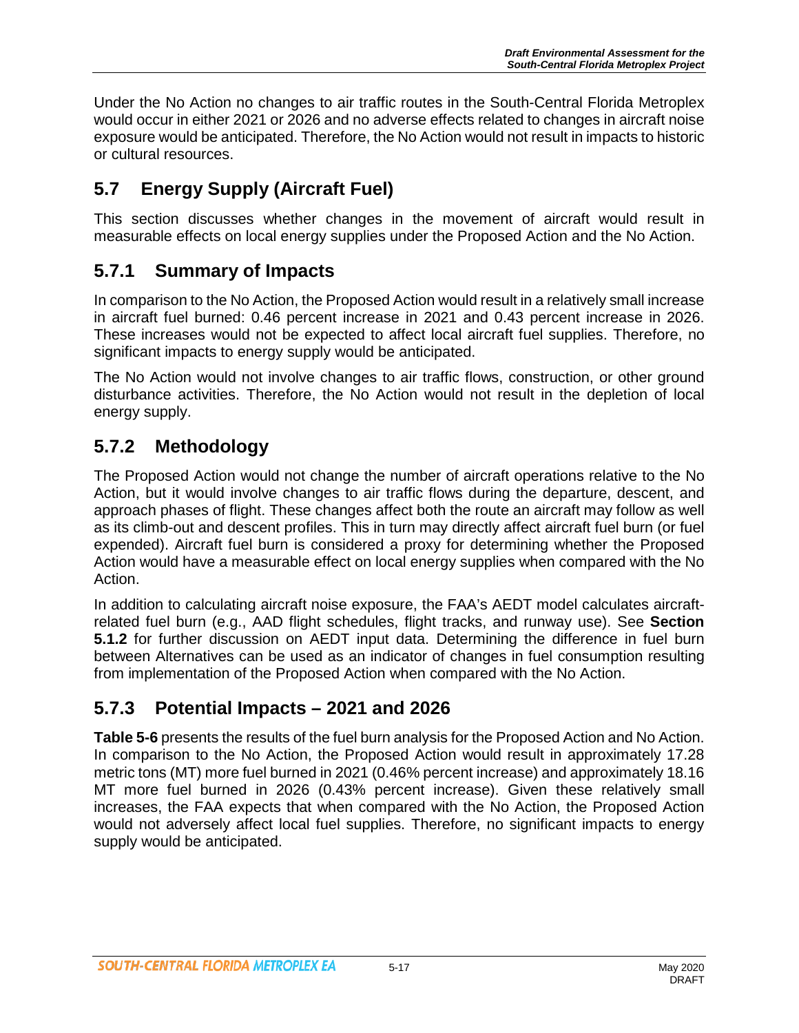Under the No Action no changes to air traffic routes in the South-Central Florida Metroplex would occur in either 2021 or 2026 and no adverse effects related to changes in aircraft noise exposure would be anticipated. Therefore, the No Action would not result in impacts to historic or cultural resources.

## 5.7 Energy Supply (Aircraft Fuel)

This section discusses whether changes in the movement of aircraft would result in measurable effects on local energy supplies under the Proposed Action and the No Action.

### 5.7.1 Summary of Impacts

In comparison to the No Action, the Proposed Action would result in a relatively small increase in aircraft fuel burned: 0.46 percent increase in 2021 and 0.43 percent increase in 2026. These increases would not be expected to affect local aircraft fuel supplies. Therefore, no significant impacts to energy supply would be anticipated.

The No Action would not involve changes to air traffic flows, construction, or other ground disturbance activities. Therefore, the No Action would not result in the depletion of local energy supply.

### 5.7.2 Methodology

The Proposed Action would not change the number of aircraft operations relative to the No Action, but it would involve changes to air traffic flows during the departure, descent, and approach phases of flight. These changes affect both the route an aircraft may follow as well as its climb-out and descent profiles. This in turn may directly affect aircraft fuel burn (or fuel expended). Aircraft fuel burn is considered a proxy for determining whether the Proposed Action would have a measurable effect on local energy supplies when compared with the No Action.

In addition to calculating aircraft noise exposure, the FAA's AEDT model calculates aircraft-related fuel burn (e.g., AAD flight schedules, flight tracks, and runway use). See **Section 5.1.2** for further discussion on AEDT input data. Determining the difference in fuel burn between Alternatives can be used as an indicator of changes in fuel consumption resulting from implementation of the Proposed Action when compared with the No Action.

### 5.7.3 Potential Impacts – 2021 and 2026

**Table 5-6** presents the results of the fuel burn analysis for the Proposed Action and No Action. In comparison to the No Action, the Proposed Action would result in approximately 17.28 metric tons (MT) more fuel burned in 2021 (0.46% percent increase) and approximately 18.16 MT more fuel burned in 2026 (0.43% percent increase). Given these relatively small increases, the FAA expects that when compared with the No Action, the Proposed Action would not adversely affect local fuel supplies. Therefore, no significant impacts to energy supply would be anticipated.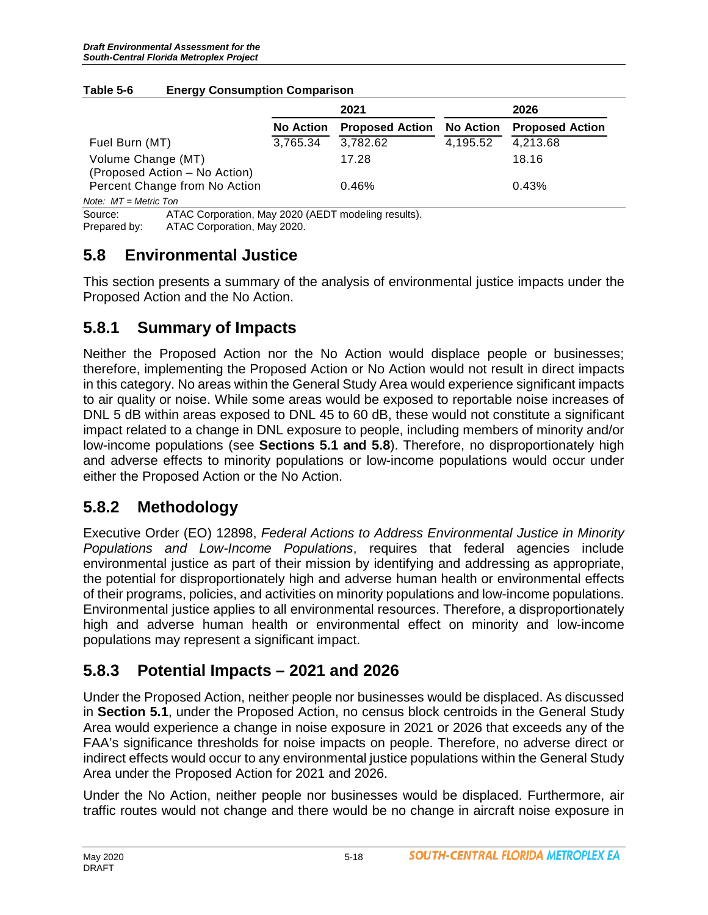**Table 5-6 Energy Consumption Comparison**

| | 2021 | | 2026 | |
|---|---|---|---|---|
| | No Action | Proposed Action | No Action | Proposed Action |
| Fuel Burn (MT) | 3,765.34 | 3,782.62 | 4,195.52 | 4,213.68 |
| Volume Change (MT) (Proposed Action – No Action) | | 17.28 | | 18.16 |
| Percent Change from No Action | | 0.46% | | 0.43% |

*Note: MT = Metric Ton*

Source: ATAC Corporation, May 2020 (AEDT modeling results).
Prepared by: ATAC Corporation, May 2020.

## 5.8 Environmental Justice

This section presents a summary of the analysis of environmental justice impacts under the Proposed Action and the No Action.

### 5.8.1 Summary of Impacts

Neither the Proposed Action nor the No Action would displace people or businesses; therefore, implementing the Proposed Action or No Action would not result in direct impacts in this category. No areas within the General Study Area would experience significant impacts to air quality or noise. While some areas would be exposed to reportable noise increases of DNL 5 dB within areas exposed to DNL 45 to 60 dB, these would not constitute a significant impact related to a change in DNL exposure to people, including members of minority and/or low-income populations (see **Sections 5.1 and 5.8**). Therefore, no disproportionately high and adverse effects to minority populations or low-income populations would occur under either the Proposed Action or the No Action.

### 5.8.2 Methodology

Executive Order (EO) 12898, *Federal Actions to Address Environmental Justice in Minority Populations and Low-Income Populations*, requires that federal agencies include environmental justice as part of their mission by identifying and addressing as appropriate, the potential for disproportionately high and adverse human health or environmental effects of their programs, policies, and activities on minority populations and low-income populations. Environmental justice applies to all environmental resources. Therefore, a disproportionately high and adverse human health or environmental effect on minority and low-income populations may represent a significant impact.

### 5.8.3 Potential Impacts – 2021 and 2026

Under the Proposed Action, neither people nor businesses would be displaced. As discussed in **Section 5.1**, under the Proposed Action, no census block centroids in the General Study Area would experience a change in noise exposure in 2021 or 2026 that exceeds any of the FAA's significance thresholds for noise impacts on people. Therefore, no adverse direct or indirect effects would occur to any environmental justice populations within the General Study Area under the Proposed Action for 2021 and 2026.

Under the No Action, neither people nor businesses would be displaced. Furthermore, air traffic routes would not change and there would be no change in aircraft noise exposure in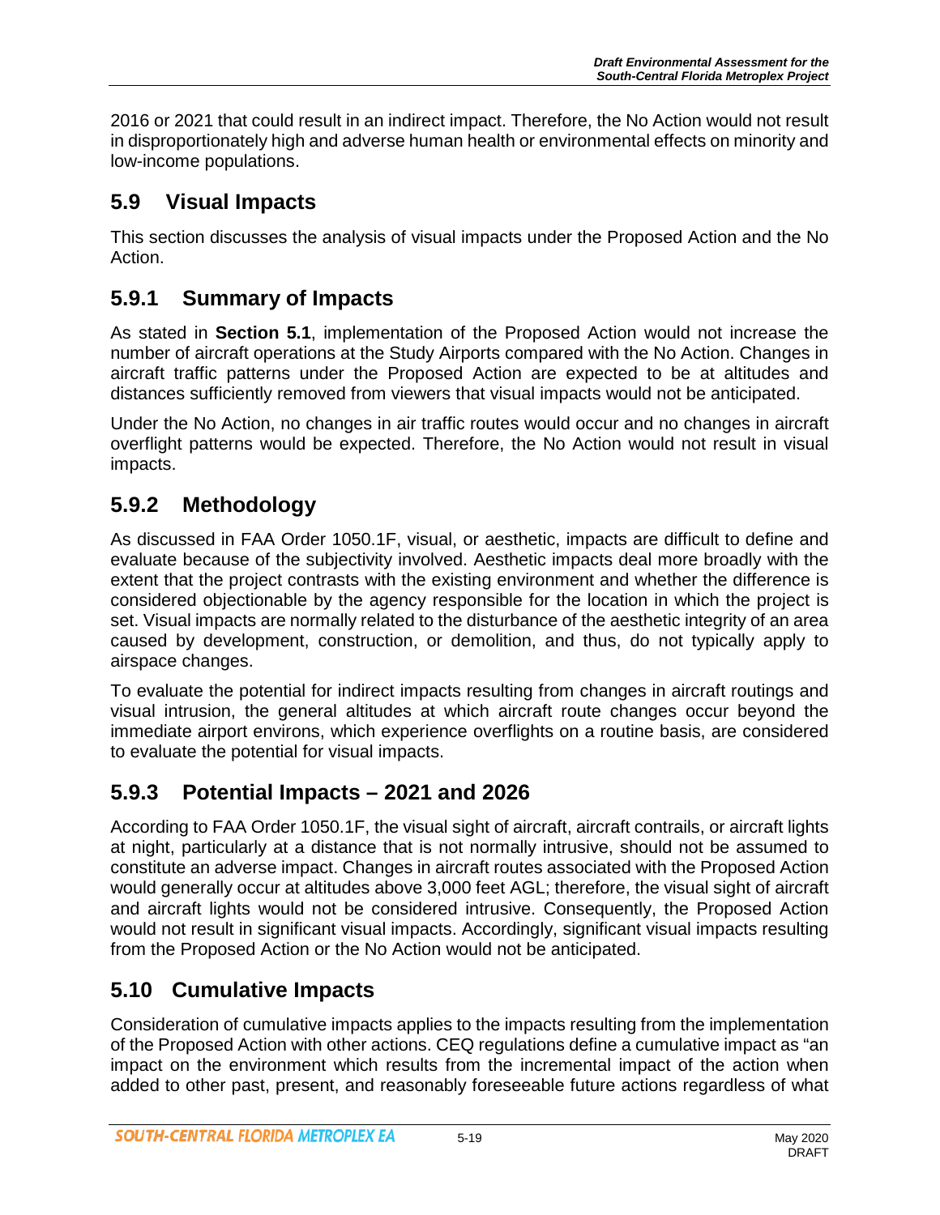2016 or 2021 that could result in an indirect impact. Therefore, the No Action would not result in disproportionately high and adverse human health or environmental effects on minority and low-income populations.

## 5.9 Visual Impacts

This section discusses the analysis of visual impacts under the Proposed Action and the No Action.

### 5.9.1 Summary of Impacts

As stated in **Section 5.1**, implementation of the Proposed Action would not increase the number of aircraft operations at the Study Airports compared with the No Action. Changes in aircraft traffic patterns under the Proposed Action are expected to be at altitudes and distances sufficiently removed from viewers that visual impacts would not be anticipated.

Under the No Action, no changes in air traffic routes would occur and no changes in aircraft overflight patterns would be expected. Therefore, the No Action would not result in visual impacts.

### 5.9.2 Methodology

As discussed in FAA Order 1050.1F, visual, or aesthetic, impacts are difficult to define and evaluate because of the subjectivity involved. Aesthetic impacts deal more broadly with the extent that the project contrasts with the existing environment and whether the difference is considered objectionable by the agency responsible for the location in which the project is set. Visual impacts are normally related to the disturbance of the aesthetic integrity of an area caused by development, construction, or demolition, and thus, do not typically apply to airspace changes.

To evaluate the potential for indirect impacts resulting from changes in aircraft routings and visual intrusion, the general altitudes at which aircraft route changes occur beyond the immediate airport environs, which experience overflights on a routine basis, are considered to evaluate the potential for visual impacts.

### 5.9.3 Potential Impacts – 2021 and 2026

According to FAA Order 1050.1F, the visual sight of aircraft, aircraft contrails, or aircraft lights at night, particularly at a distance that is not normally intrusive, should not be assumed to constitute an adverse impact. Changes in aircraft routes associated with the Proposed Action would generally occur at altitudes above 3,000 feet AGL; therefore, the visual sight of aircraft and aircraft lights would not be considered intrusive. Consequently, the Proposed Action would not result in significant visual impacts. Accordingly, significant visual impacts resulting from the Proposed Action or the No Action would not be anticipated.

## 5.10 Cumulative Impacts

Consideration of cumulative impacts applies to the impacts resulting from the implementation of the Proposed Action with other actions. CEQ regulations define a cumulative impact as "an impact on the environment which results from the incremental impact of the action when added to other past, present, and reasonably foreseeable future actions regardless of what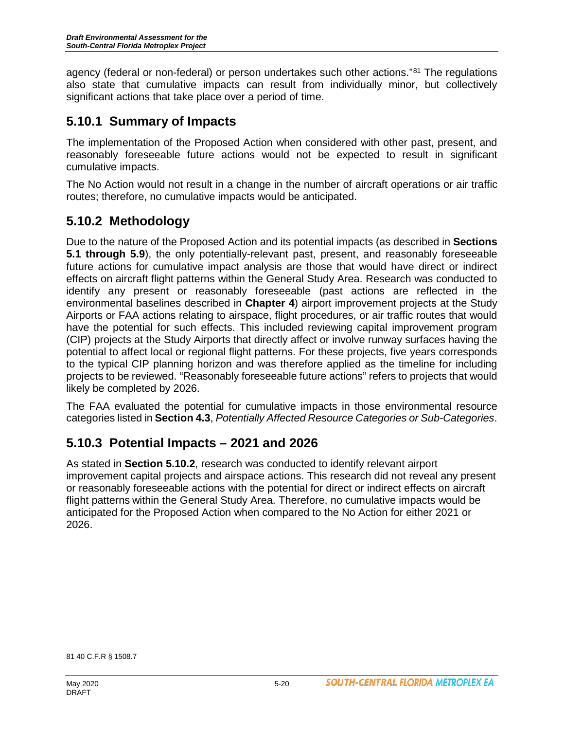agency (federal or non-federal) or person undertakes such other actions."[81] The regulations also state that cumulative impacts can result from individually minor, but collectively significant actions that take place over a period of time.

## 5.10.1 Summary of Impacts

The implementation of the Proposed Action when considered with other past, present, and reasonably foreseeable future actions would not be expected to result in significant cumulative impacts.

The No Action would not result in a change in the number of aircraft operations or air traffic routes; therefore, no cumulative impacts would be anticipated.

## 5.10.2 Methodology

Due to the nature of the Proposed Action and its potential impacts (as described in **Sections 5.1 through 5.9**), the only potentially-relevant past, present, and reasonably foreseeable future actions for cumulative impact analysis are those that would have direct or indirect effects on aircraft flight patterns within the General Study Area. Research was conducted to identify any present or reasonably foreseeable (past actions are reflected in the environmental baselines described in **Chapter 4**) airport improvement projects at the Study Airports or FAA actions relating to airspace, flight procedures, or air traffic routes that would have the potential for such effects. This included reviewing capital improvement program (CIP) projects at the Study Airports that directly affect or involve runway surfaces having the potential to affect local or regional flight patterns. For these projects, five years corresponds to the typical CIP planning horizon and was therefore applied as the timeline for including projects to be reviewed. "Reasonably foreseeable future actions" refers to projects that would likely be completed by 2026.

The FAA evaluated the potential for cumulative impacts in those environmental resource categories listed in **Section 4.3**, *Potentially Affected Resource Categories or Sub-Categories*.

## 5.10.3 Potential Impacts – 2021 and 2026

As stated in **Section 5.10.2**, research was conducted to identify relevant airport improvement capital projects and airspace actions. This research did not reveal any present or reasonably foreseeable actions with the potential for direct or indirect effects on aircraft flight patterns within the General Study Area. Therefore, no cumulative impacts would be anticipated for the Proposed Action when compared to the No Action for either 2021 or 2026.

---

81 40 C.F.R § 1508.7